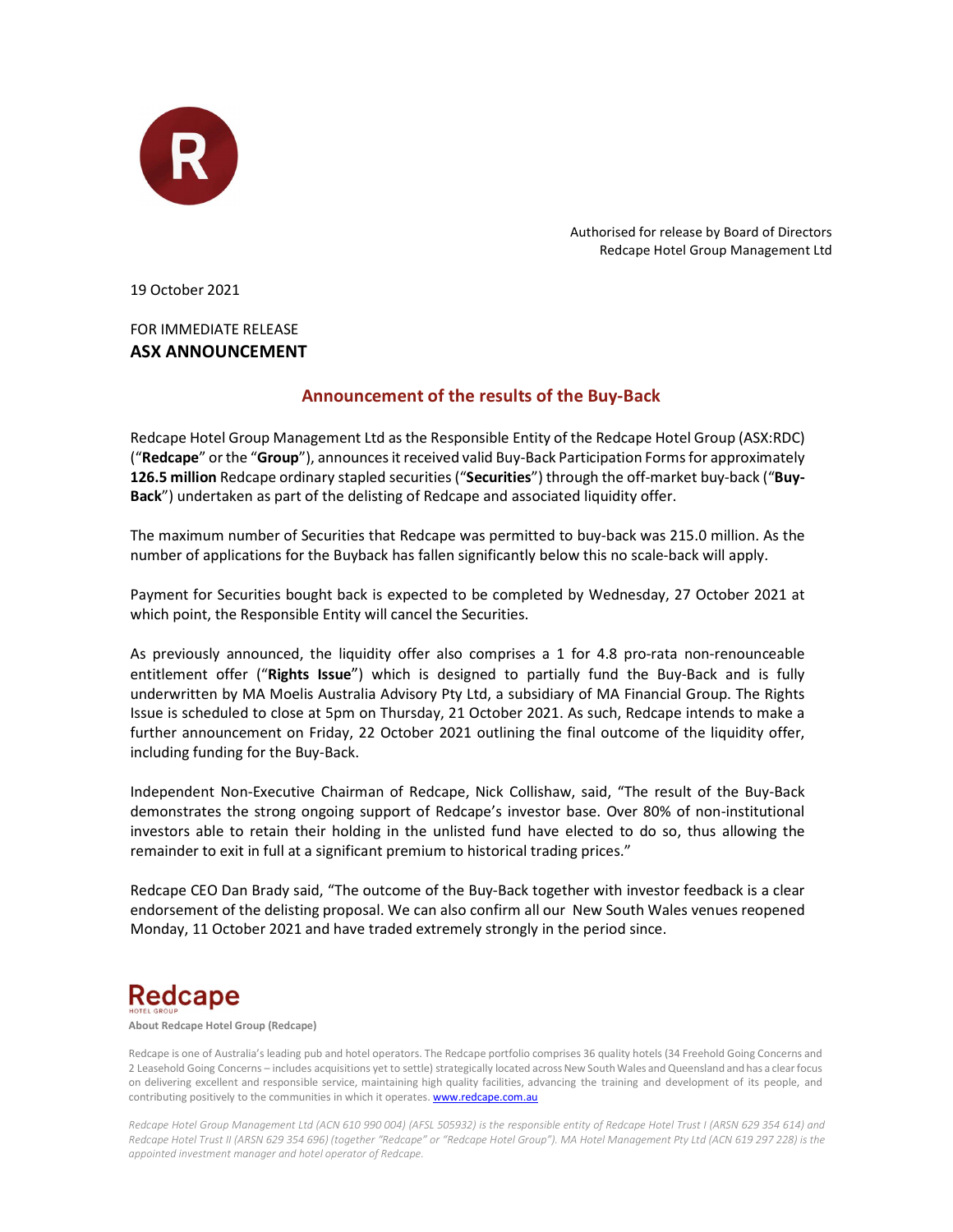Authorised for release by Board of Directors
Redcape Hotel Group Management Ltd

19 October 2021

FOR IMMEDIATE RELEASE
**ASX ANNOUNCEMENT**

## Announcement of the results of the Buy-Back

Redcape Hotel Group Management Ltd as the Responsible Entity of the Redcape Hotel Group (ASX:RDC) ("**Redcape**" or the "**Group**"), announces it received valid Buy-Back Participation Forms for approximately **126.5 million** Redcape ordinary stapled securities ("**Securities**") through the off-market buy-back ("**Buy-Back**") undertaken as part of the delisting of Redcape and associated liquidity offer.

The maximum number of Securities that Redcape was permitted to buy-back was 215.0 million. As the number of applications for the Buyback has fallen significantly below this no scale-back will apply.

Payment for Securities bought back is expected to be completed by Wednesday, 27 October 2021 at which point, the Responsible Entity will cancel the Securities.

As previously announced, the liquidity offer also comprises a 1 for 4.8 pro-rata non-renounceable entitlement offer ("**Rights Issue**") which is designed to partially fund the Buy-Back and is fully underwritten by MA Moelis Australia Advisory Pty Ltd, a subsidiary of MA Financial Group. The Rights Issue is scheduled to close at 5pm on Thursday, 21 October 2021. As such, Redcape intends to make a further announcement on Friday, 22 October 2021 outlining the final outcome of the liquidity offer, including funding for the Buy-Back.

Independent Non-Executive Chairman of Redcape, Nick Collishaw, said, "The result of the Buy-Back demonstrates the strong ongoing support of Redcape's investor base. Over 80% of non-institutional investors able to retain their holding in the unlisted fund have elected to do so, thus allowing the remainder to exit in full at a significant premium to historical trading prices."

Redcape CEO Dan Brady said, "The outcome of the Buy-Back together with investor feedback is a clear endorsement of the delisting proposal. We can also confirm all our New South Wales venues reopened Monday, 11 October 2021 and have traded extremely strongly in the period since.

**About Redcape Hotel Group (Redcape)**

Redcape is one of Australia's leading pub and hotel operators. The Redcape portfolio comprises 36 quality hotels (34 Freehold Going Concerns and 2 Leasehold Going Concerns – includes acquisitions yet to settle) strategically located across New South Wales and Queensland and has a clear focus on delivering excellent and responsible service, maintaining high quality facilities, advancing the training and development of its people, and contributing positively to the communities in which it operates. www.redcape.com.au

*Redcape Hotel Group Management Ltd (ACN 610 990 004) (AFSL 505932) is the responsible entity of Redcape Hotel Trust I (ARSN 629 354 614) and Redcape Hotel Trust II (ARSN 629 354 696) (together "Redcape" or "Redcape Hotel Group"). MA Hotel Management Pty Ltd (ACN 619 297 228) is the appointed investment manager and hotel operator of Redcape.*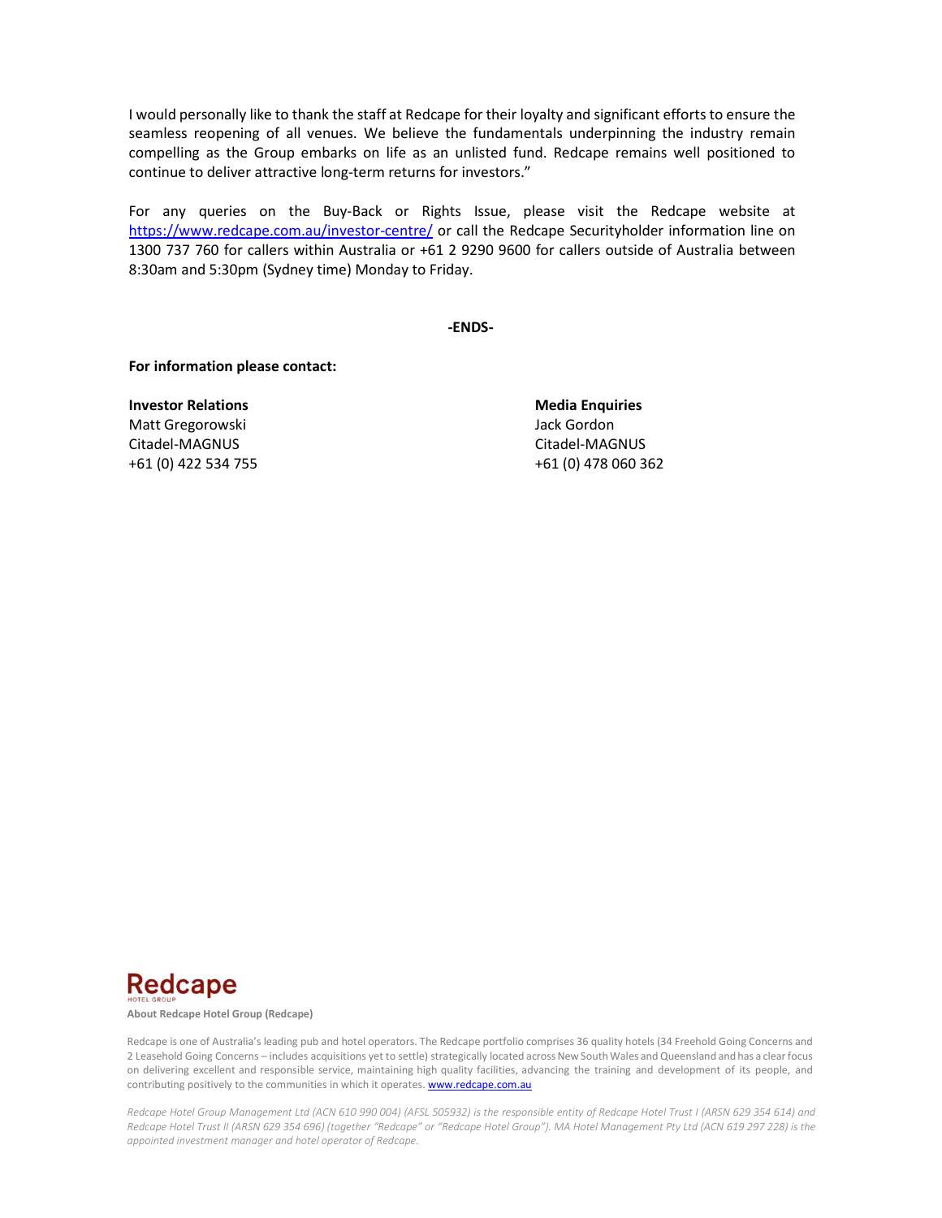I would personally like to thank the staff at Redcape for their loyalty and significant efforts to ensure the seamless reopening of all venues. We believe the fundamentals underpinning the industry remain compelling as the Group embarks on life as an unlisted fund. Redcape remains well positioned to continue to deliver attractive long-term returns for investors."

For any queries on the Buy-Back or Rights Issue, please visit the Redcape website at https://www.redcape.com.au/investor-centre/ or call the Redcape Securityholder information line on 1300 737 760 for callers within Australia or +61 2 9290 9600 for callers outside of Australia between 8:30am and 5:30pm (Sydney time) Monday to Friday.

**-ENDS-**

**For information please contact:**

**Investor Relations**
Matt Gregorowski
Citadel-MAGNUS
+61 (0) 422 534 755

**Media Enquiries**
Jack Gordon
Citadel-MAGNUS
+61 (0) 478 060 362

Redcape
HOTEL GROUP

**About Redcape Hotel Group (Redcape)**

Redcape is one of Australia's leading pub and hotel operators. The Redcape portfolio comprises 36 quality hotels (34 Freehold Going Concerns and 2 Leasehold Going Concerns – includes acquisitions yet to settle) strategically located across New South Wales and Queensland and has a clear focus on delivering excellent and responsible service, maintaining high quality facilities, advancing the training and development of its people, and contributing positively to the communities in which it operates. www.redcape.com.au

*Redcape Hotel Group Management Ltd (ACN 610 990 004) (AFSL 505932) is the responsible entity of Redcape Hotel Trust I (ARSN 629 354 614) and Redcape Hotel Trust II (ARSN 629 354 696) (together "Redcape" or "Redcape Hotel Group"). MA Hotel Management Pty Ltd (ACN 619 297 228) is the appointed investment manager and hotel operator of Redcape.*